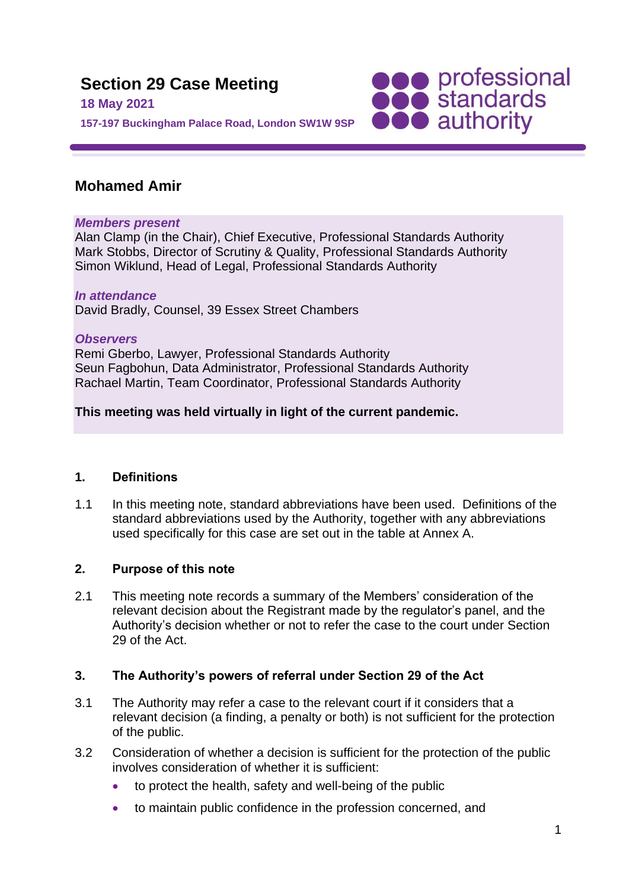# Section 29 Case Meeting

**18 May 2021**

**157-197 Buckingham Palace Road, London SW1W 9SP**

professional standards authority

## Mohamed Amir

***Members present***
Alan Clamp (in the Chair), Chief Executive, Professional Standards Authority
Mark Stobbs, Director of Scrutiny & Quality, Professional Standards Authority
Simon Wiklund, Head of Legal, Professional Standards Authority

***In attendance***
David Bradly, Counsel, 39 Essex Street Chambers

***Observers***
Remi Gberbo, Lawyer, Professional Standards Authority
Seun Fagbohun, Data Administrator, Professional Standards Authority
Rachael Martin, Team Coordinator, Professional Standards Authority

**This meeting was held virtually in light of the current pandemic.**

### 1. Definitions

1.1 In this meeting note, standard abbreviations have been used. Definitions of the standard abbreviations used by the Authority, together with any abbreviations used specifically for this case are set out in the table at Annex A.

### 2. Purpose of this note

2.1 This meeting note records a summary of the Members' consideration of the relevant decision about the Registrant made by the regulator's panel, and the Authority's decision whether or not to refer the case to the court under Section 29 of the Act.

### 3. The Authority's powers of referral under Section 29 of the Act

3.1 The Authority may refer a case to the relevant court if it considers that a relevant decision (a finding, a penalty or both) is not sufficient for the protection of the public.

3.2 Consideration of whether a decision is sufficient for the protection of the public involves consideration of whether it is sufficient:

- to protect the health, safety and well-being of the public
- to maintain public confidence in the profession concerned, and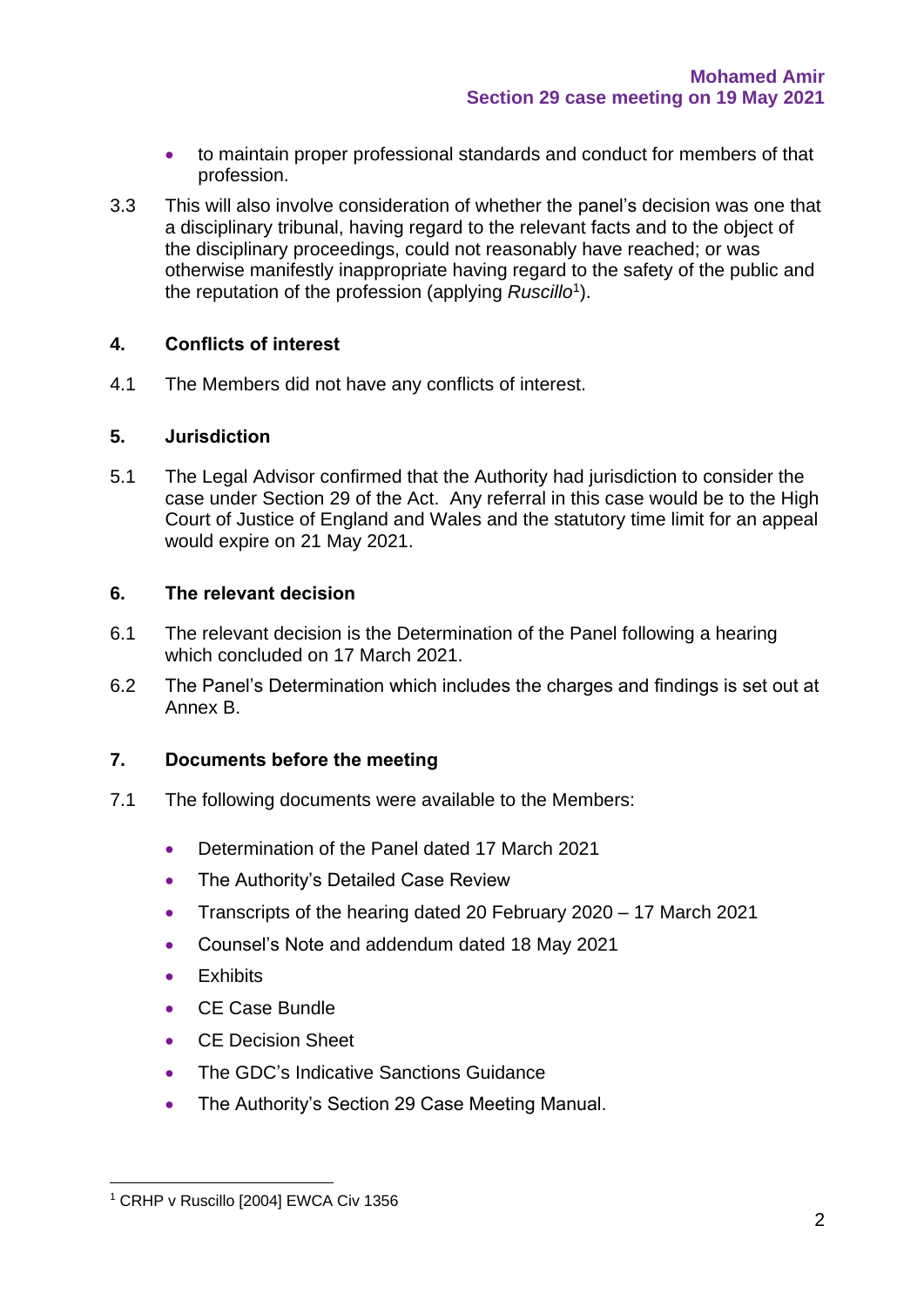- to maintain proper professional standards and conduct for members of that profession.

3.3 This will also involve consideration of whether the panel's decision was one that a disciplinary tribunal, having regard to the relevant facts and to the object of the disciplinary proceedings, could not reasonably have reached; or was otherwise manifestly inappropriate having regard to the safety of the public and the reputation of the profession (applying *Ruscillo*[1]).

## 4. Conflicts of interest

4.1 The Members did not have any conflicts of interest.

## 5. Jurisdiction

5.1 The Legal Advisor confirmed that the Authority had jurisdiction to consider the case under Section 29 of the Act. Any referral in this case would be to the High Court of Justice of England and Wales and the statutory time limit for an appeal would expire on 21 May 2021.

## 6. The relevant decision

6.1 The relevant decision is the Determination of the Panel following a hearing which concluded on 17 March 2021.

6.2 The Panel's Determination which includes the charges and findings is set out at Annex B.

## 7. Documents before the meeting

7.1 The following documents were available to the Members:

- Determination of the Panel dated 17 March 2021
- The Authority's Detailed Case Review
- Transcripts of the hearing dated 20 February 2020 – 17 March 2021
- Counsel's Note and addendum dated 18 May 2021
- Exhibits
- CE Case Bundle
- CE Decision Sheet
- The GDC's Indicative Sanctions Guidance
- The Authority's Section 29 Case Meeting Manual.

---

[1] CRHP v Ruscillo [2004] EWCA Civ 1356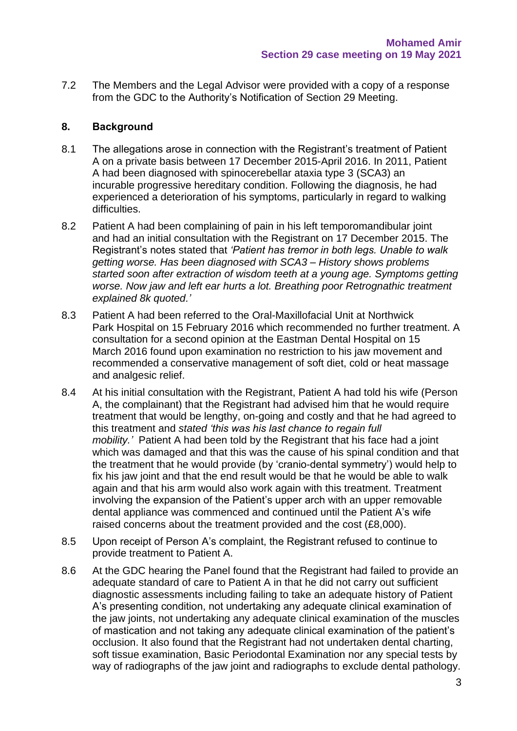7.2 The Members and the Legal Advisor were provided with a copy of a response from the GDC to the Authority's Notification of Section 29 Meeting.

## 8. Background

8.1 The allegations arose in connection with the Registrant's treatment of Patient A on a private basis between 17 December 2015-April 2016. In 2011, Patient A had been diagnosed with spinocerebellar ataxia type 3 (SCA3) an incurable progressive hereditary condition. Following the diagnosis, he had experienced a deterioration of his symptoms, particularly in regard to walking difficulties.

8.2 Patient A had been complaining of pain in his left temporomandibular joint and had an initial consultation with the Registrant on 17 December 2015. The Registrant's notes stated that *'Patient has tremor in both legs. Unable to walk getting worse. Has been diagnosed with SCA3 – History shows problems started soon after extraction of wisdom teeth at a young age. Symptoms getting worse. Now jaw and left ear hurts a lot. Breathing poor Retrognathic treatment explained 8k quoted.'*

8.3 Patient A had been referred to the Oral-Maxillofacial Unit at Northwick Park Hospital on 15 February 2016 which recommended no further treatment. A consultation for a second opinion at the Eastman Dental Hospital on 15 March 2016 found upon examination no restriction to his jaw movement and recommended a conservative management of soft diet, cold or heat massage and analgesic relief.

8.4 At his initial consultation with the Registrant, Patient A had told his wife (Person A, the complainant) that the Registrant had advised him that he would require treatment that would be lengthy, on-going and costly and that he had agreed to this treatment and *stated 'this was his last chance to regain full mobility.'* Patient A had been told by the Registrant that his face had a joint which was damaged and that this was the cause of his spinal condition and that the treatment that he would provide (by 'cranio-dental symmetry') would help to fix his jaw joint and that the end result would be that he would be able to walk again and that his arm would also work again with this treatment. Treatment involving the expansion of the Patient's upper arch with an upper removable dental appliance was commenced and continued until the Patient A's wife raised concerns about the treatment provided and the cost (£8,000).

8.5 Upon receipt of Person A's complaint, the Registrant refused to continue to provide treatment to Patient A.

8.6 At the GDC hearing the Panel found that the Registrant had failed to provide an adequate standard of care to Patient A in that he did not carry out sufficient diagnostic assessments including failing to take an adequate history of Patient A's presenting condition, not undertaking any adequate clinical examination of the jaw joints, not undertaking any adequate clinical examination of the muscles of mastication and not taking any adequate clinical examination of the patient's occlusion. It also found that the Registrant had not undertaken dental charting, soft tissue examination, Basic Periodontal Examination nor any special tests by way of radiographs of the jaw joint and radiographs to exclude dental pathology.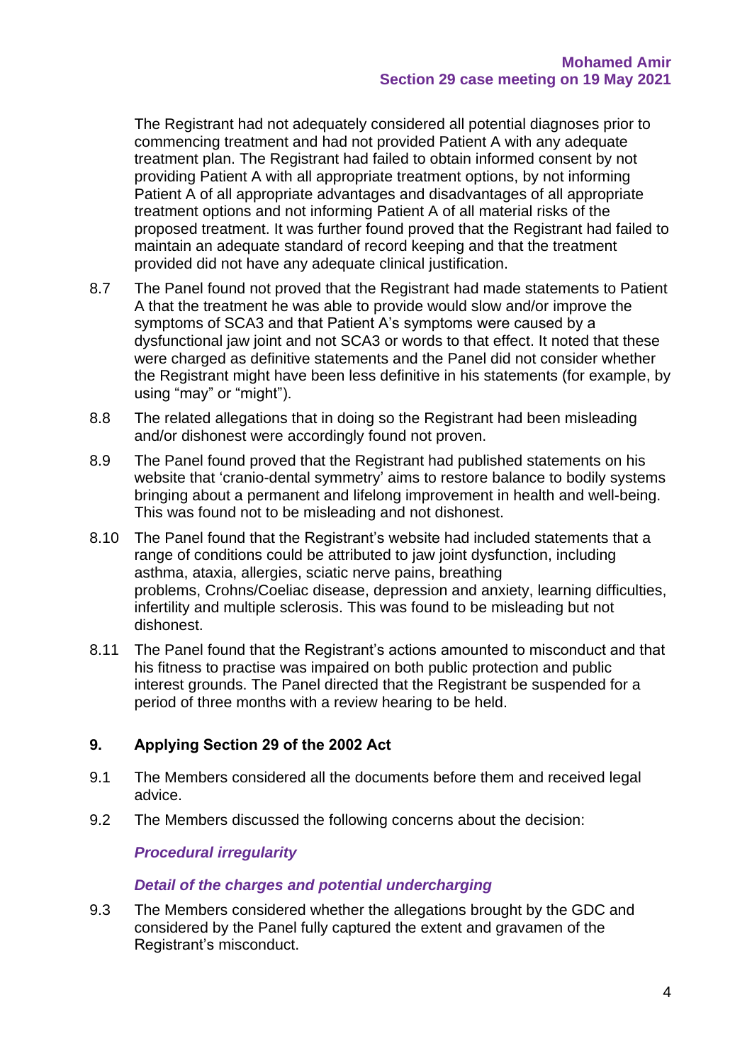The Registrant had not adequately considered all potential diagnoses prior to commencing treatment and had not provided Patient A with any adequate treatment plan. The Registrant had failed to obtain informed consent by not providing Patient A with all appropriate treatment options, by not informing Patient A of all appropriate advantages and disadvantages of all appropriate treatment options and not informing Patient A of all material risks of the proposed treatment. It was further found proved that the Registrant had failed to maintain an adequate standard of record keeping and that the treatment provided did not have any adequate clinical justification.

8.7 The Panel found not proved that the Registrant had made statements to Patient A that the treatment he was able to provide would slow and/or improve the symptoms of SCA3 and that Patient A's symptoms were caused by a dysfunctional jaw joint and not SCA3 or words to that effect. It noted that these were charged as definitive statements and the Panel did not consider whether the Registrant might have been less definitive in his statements (for example, by using "may" or "might").

8.8 The related allegations that in doing so the Registrant had been misleading and/or dishonest were accordingly found not proven.

8.9 The Panel found proved that the Registrant had published statements on his website that 'cranio-dental symmetry' aims to restore balance to bodily systems bringing about a permanent and lifelong improvement in health and well-being. This was found not to be misleading and not dishonest.

8.10 The Panel found that the Registrant's website had included statements that a range of conditions could be attributed to jaw joint dysfunction, including asthma, ataxia, allergies, sciatic nerve pains, breathing problems, Crohns/Coeliac disease, depression and anxiety, learning difficulties, infertility and multiple sclerosis. This was found to be misleading but not dishonest.

8.11 The Panel found that the Registrant's actions amounted to misconduct and that his fitness to practise was impaired on both public protection and public interest grounds. The Panel directed that the Registrant be suspended for a period of three months with a review hearing to be held.

## 9. Applying Section 29 of the 2002 Act

9.1 The Members considered all the documents before them and received legal advice.

9.2 The Members discussed the following concerns about the decision:

***Procedural irregularity***

***Detail of the charges and potential undercharging***

9.3 The Members considered whether the allegations brought by the GDC and considered by the Panel fully captured the extent and gravamen of the Registrant's misconduct.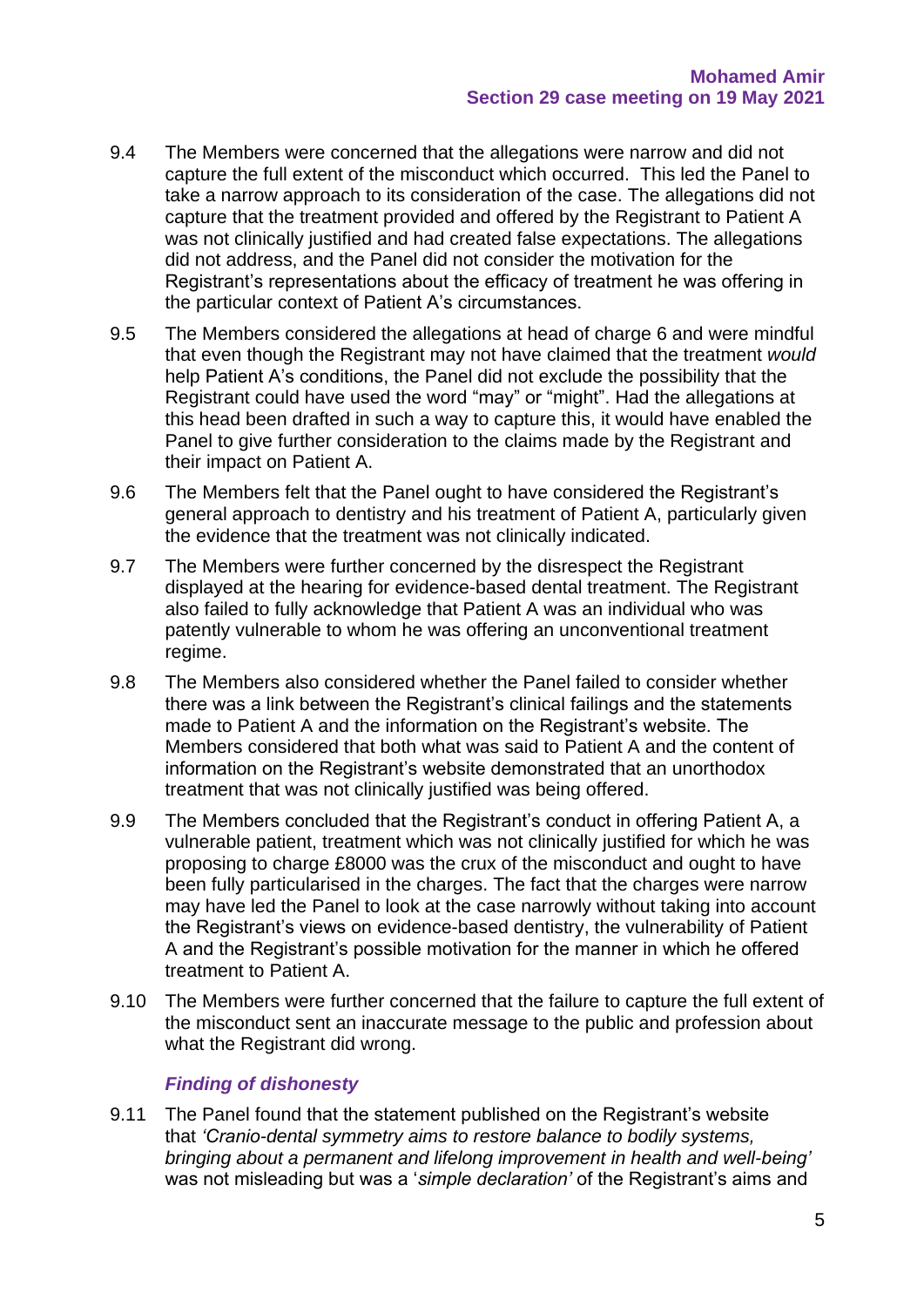9.4 The Members were concerned that the allegations were narrow and did not capture the full extent of the misconduct which occurred. This led the Panel to take a narrow approach to its consideration of the case. The allegations did not capture that the treatment provided and offered by the Registrant to Patient A was not clinically justified and had created false expectations. The allegations did not address, and the Panel did not consider the motivation for the Registrant's representations about the efficacy of treatment he was offering in the particular context of Patient A's circumstances.

9.5 The Members considered the allegations at head of charge 6 and were mindful that even though the Registrant may not have claimed that the treatment *would* help Patient A's conditions, the Panel did not exclude the possibility that the Registrant could have used the word "may" or "might". Had the allegations at this head been drafted in such a way to capture this, it would have enabled the Panel to give further consideration to the claims made by the Registrant and their impact on Patient A.

9.6 The Members felt that the Panel ought to have considered the Registrant's general approach to dentistry and his treatment of Patient A, particularly given the evidence that the treatment was not clinically indicated.

9.7 The Members were further concerned by the disrespect the Registrant displayed at the hearing for evidence-based dental treatment. The Registrant also failed to fully acknowledge that Patient A was an individual who was patently vulnerable to whom he was offering an unconventional treatment regime.

9.8 The Members also considered whether the Panel failed to consider whether there was a link between the Registrant's clinical failings and the statements made to Patient A and the information on the Registrant's website. The Members considered that both what was said to Patient A and the content of information on the Registrant's website demonstrated that an unorthodox treatment that was not clinically justified was being offered.

9.9 The Members concluded that the Registrant's conduct in offering Patient A, a vulnerable patient, treatment which was not clinically justified for which he was proposing to charge £8000 was the crux of the misconduct and ought to have been fully particularised in the charges. The fact that the charges were narrow may have led the Panel to look at the case narrowly without taking into account the Registrant's views on evidence-based dentistry, the vulnerability of Patient A and the Registrant's possible motivation for the manner in which he offered treatment to Patient A.

9.10 The Members were further concerned that the failure to capture the full extent of the misconduct sent an inaccurate message to the public and profession about what the Registrant did wrong.

### *Finding of dishonesty*

9.11 The Panel found that the statement published on the Registrant's website that *'Cranio-dental symmetry aims to restore balance to bodily systems, bringing about a permanent and lifelong improvement in health and well-being'* was not misleading but was a '*simple declaration'* of the Registrant's aims and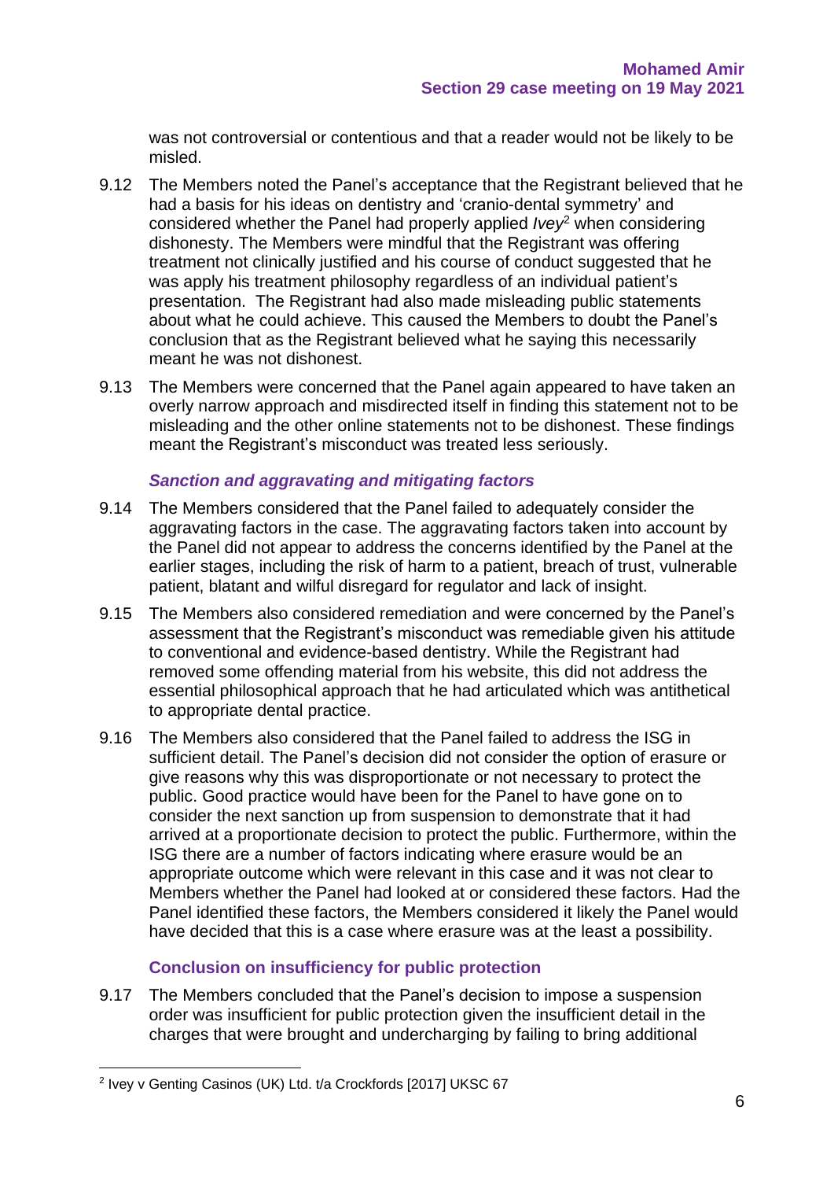was not controversial or contentious and that a reader would not be likely to be misled.

9.12 The Members noted the Panel's acceptance that the Registrant believed that he had a basis for his ideas on dentistry and 'cranio-dental symmetry' and considered whether the Panel had properly applied *Ivey*[2] when considering dishonesty. The Members were mindful that the Registrant was offering treatment not clinically justified and his course of conduct suggested that he was apply his treatment philosophy regardless of an individual patient's presentation. The Registrant had also made misleading public statements about what he could achieve. This caused the Members to doubt the Panel's conclusion that as the Registrant believed what he saying this necessarily meant he was not dishonest.

9.13 The Members were concerned that the Panel again appeared to have taken an overly narrow approach and misdirected itself in finding this statement not to be misleading and the other online statements not to be dishonest. These findings meant the Registrant's misconduct was treated less seriously.

### *Sanction and aggravating and mitigating factors*

9.14 The Members considered that the Panel failed to adequately consider the aggravating factors in the case. The aggravating factors taken into account by the Panel did not appear to address the concerns identified by the Panel at the earlier stages, including the risk of harm to a patient, breach of trust, vulnerable patient, blatant and wilful disregard for regulator and lack of insight.

9.15 The Members also considered remediation and were concerned by the Panel's assessment that the Registrant's misconduct was remediable given his attitude to conventional and evidence-based dentistry. While the Registrant had removed some offending material from his website, this did not address the essential philosophical approach that he had articulated which was antithetical to appropriate dental practice.

9.16 The Members also considered that the Panel failed to address the ISG in sufficient detail. The Panel's decision did not consider the option of erasure or give reasons why this was disproportionate or not necessary to protect the public. Good practice would have been for the Panel to have gone on to consider the next sanction up from suspension to demonstrate that it had arrived at a proportionate decision to protect the public. Furthermore, within the ISG there are a number of factors indicating where erasure would be an appropriate outcome which were relevant in this case and it was not clear to Members whether the Panel had looked at or considered these factors. Had the Panel identified these factors, the Members considered it likely the Panel would have decided that this is a case where erasure was at the least a possibility.

### Conclusion on insufficiency for public protection

9.17 The Members concluded that the Panel's decision to impose a suspension order was insufficient for public protection given the insufficient detail in the charges that were brought and undercharging by failing to bring additional

[2] Ivey v Genting Casinos (UK) Ltd. t/a Crockfords [2017] UKSC 67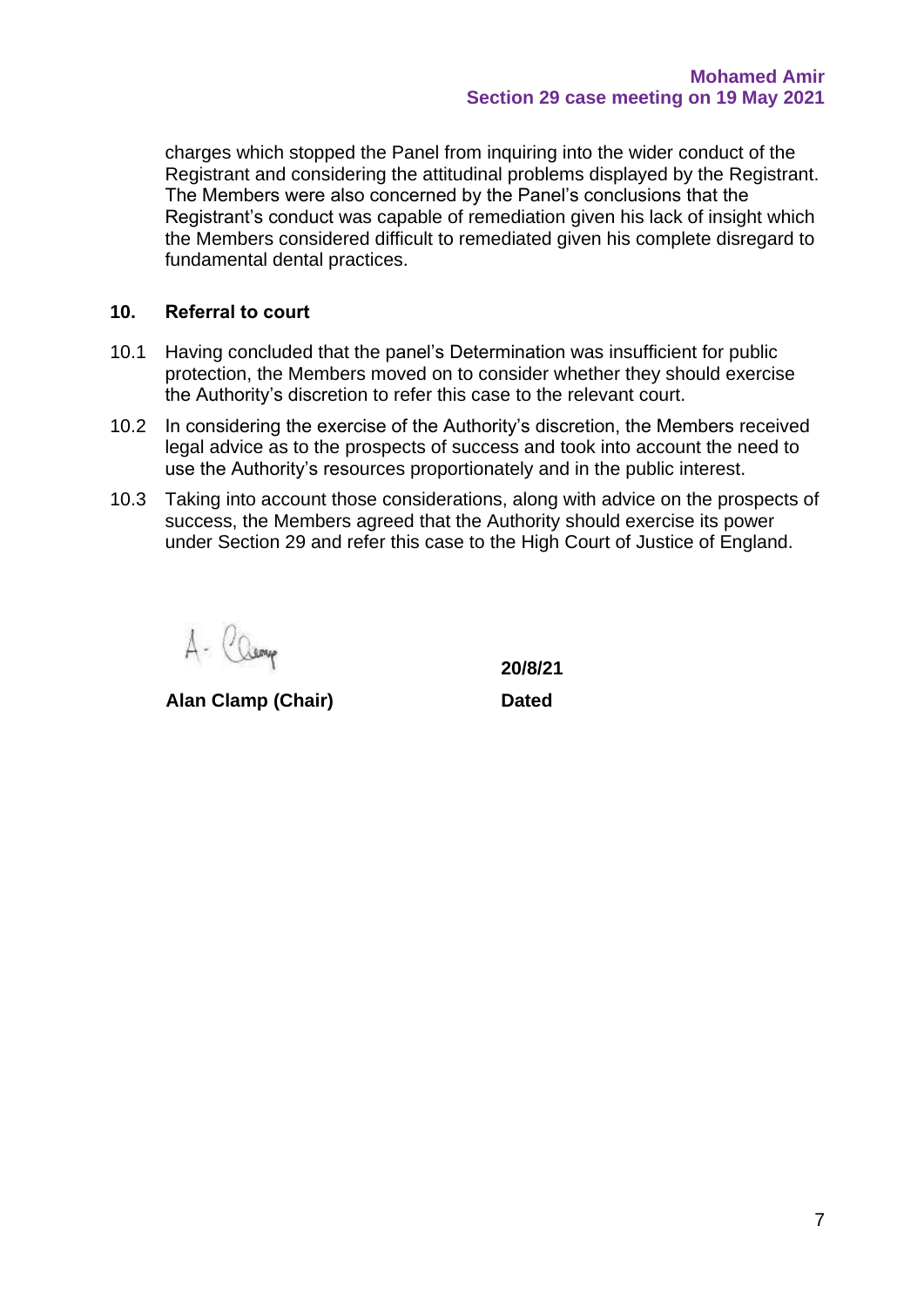charges which stopped the Panel from inquiring into the wider conduct of the Registrant and considering the attitudinal problems displayed by the Registrant. The Members were also concerned by the Panel's conclusions that the Registrant's conduct was capable of remediation given his lack of insight which the Members considered difficult to remediated given his complete disregard to fundamental dental practices.

## 10. Referral to court

10.1 Having concluded that the panel's Determination was insufficient for public protection, the Members moved on to consider whether they should exercise the Authority's discretion to refer this case to the relevant court.

10.2 In considering the exercise of the Authority's discretion, the Members received legal advice as to the prospects of success and took into account the need to use the Authority's resources proportionately and in the public interest.

10.3 Taking into account those considerations, along with advice on the prospects of success, the Members agreed that the Authority should exercise its power under Section 29 and refer this case to the High Court of Justice of England.

A. Clamp

**Alan Clamp (Chair)**

**20/8/21**

**Dated**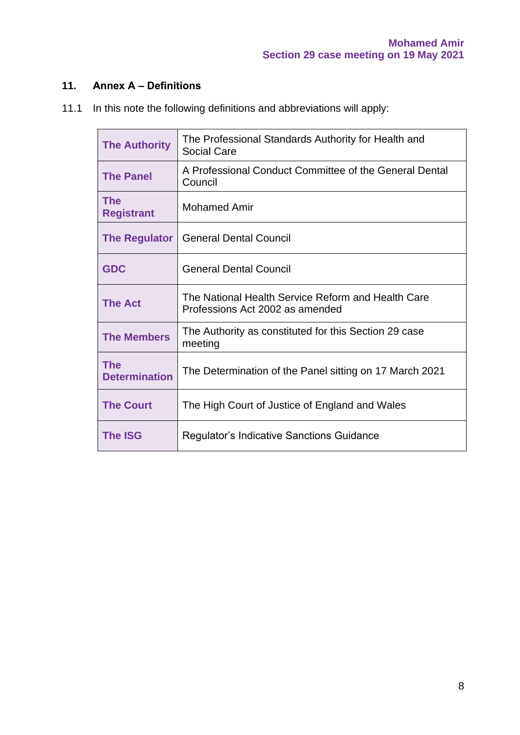## 11. Annex A – Definitions

11.1 In this note the following definitions and abbreviations will apply:

| | |
|---|---|
| **The Authority** | The Professional Standards Authority for Health and Social Care |
| **The Panel** | A Professional Conduct Committee of the General Dental Council |
| **The Registrant** | Mohamed Amir |
| **The Regulator** | General Dental Council |
| **GDC** | General Dental Council |
| **The Act** | The National Health Service Reform and Health Care Professions Act 2002 as amended |
| **The Members** | The Authority as constituted for this Section 29 case meeting |
| **The Determination** | The Determination of the Panel sitting on 17 March 2021 |
| **The Court** | The High Court of Justice of England and Wales |
| **The ISG** | Regulator's Indicative Sanctions Guidance |